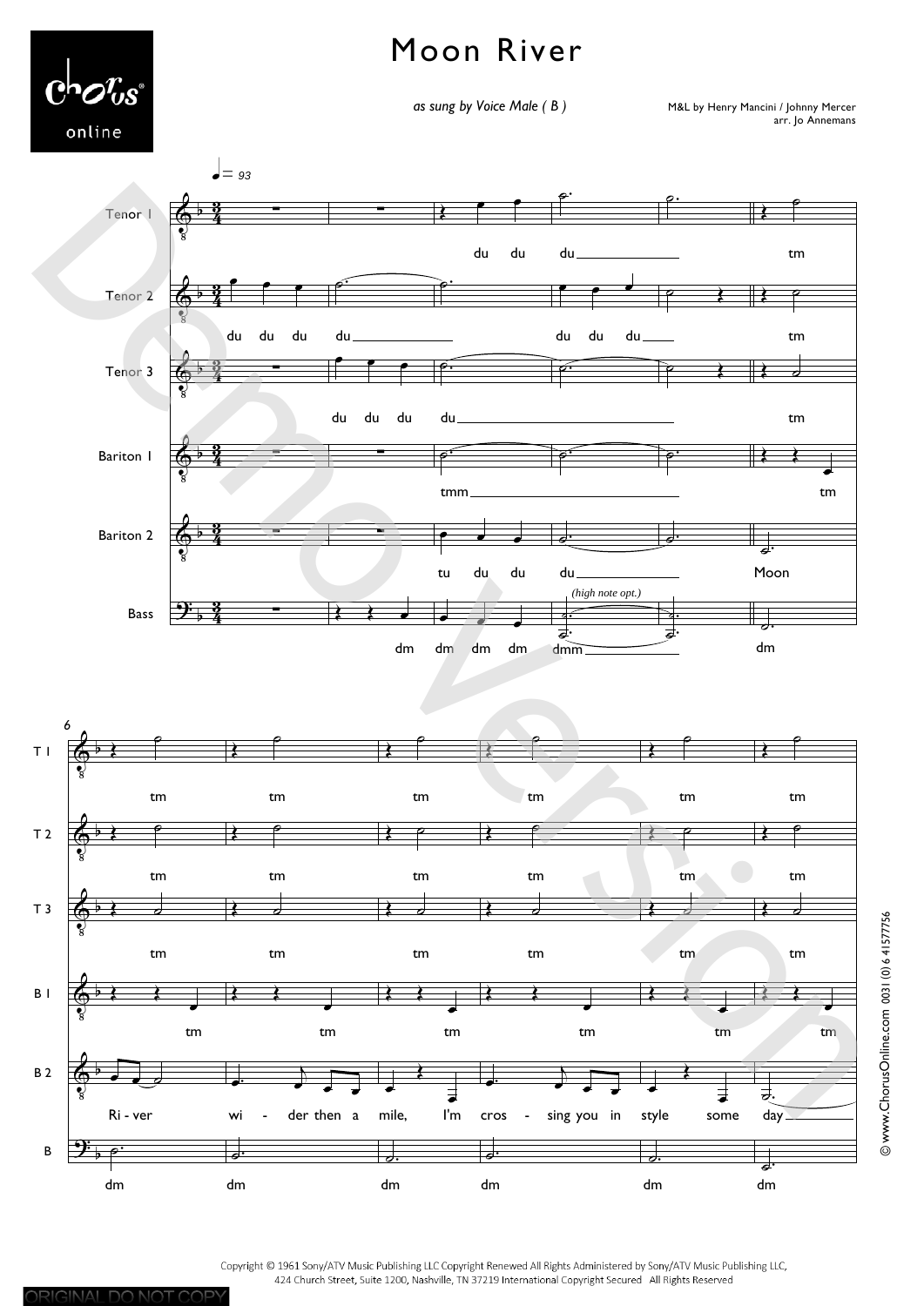# Moon River

*as sung by Voice Male ( B )*

M&L by Henry Mancini / Johnny Mercer
arr. Jo Annemans

Copyright © 1961 Sony/ATV Music Publishing LLC Copyright Renewed All Rights Administered by Sony/ATV Music Publishing LLC, 424 Church Street, Suite 1200, Nashville, TN 37219 International Copyright Secured All Rights Reserved

© www.ChorusOnline.com 0031 (0) 6 41577756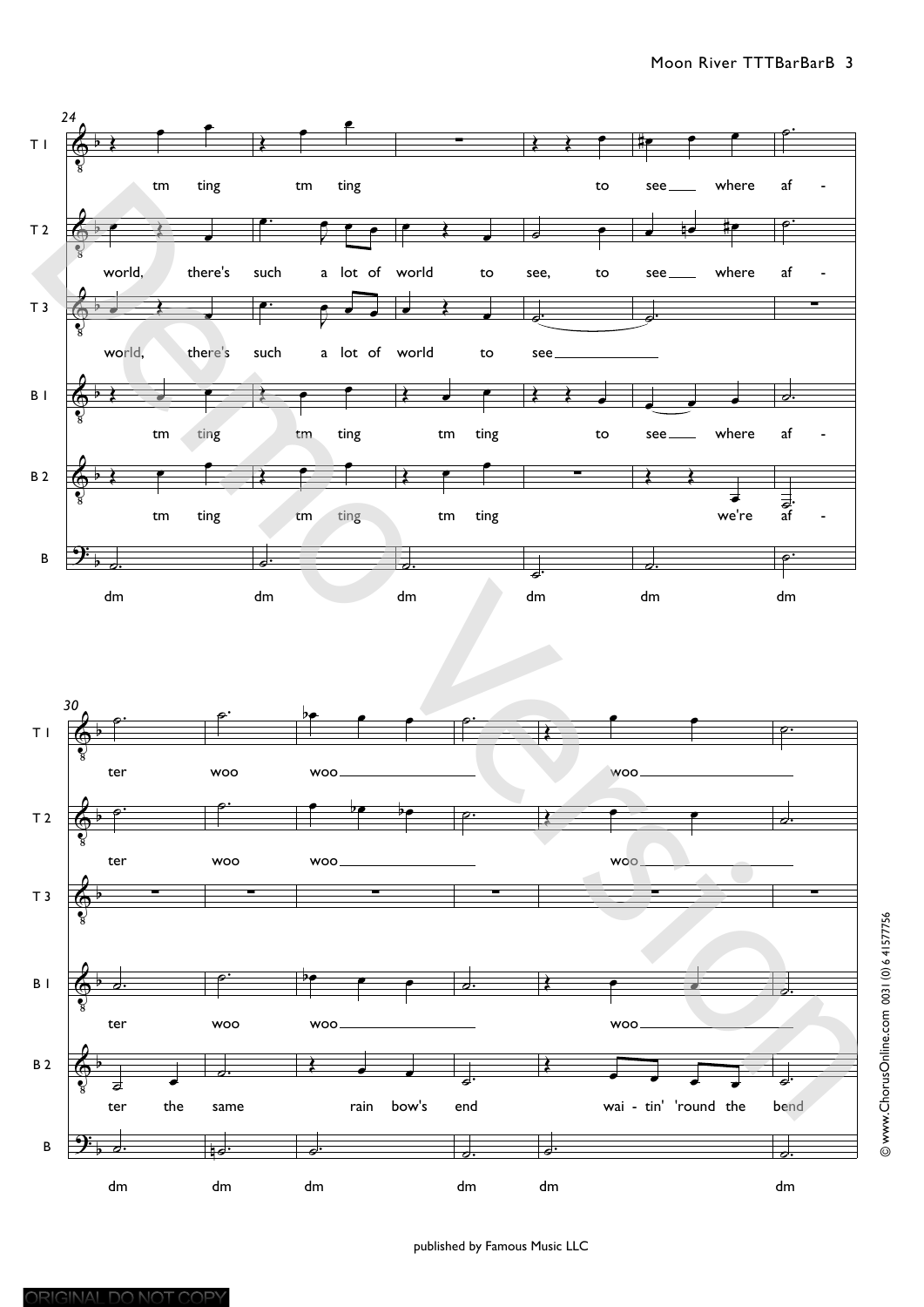published by Famous Music LLC

© www.ChorusOnline.com 0031 (0) 6 41577756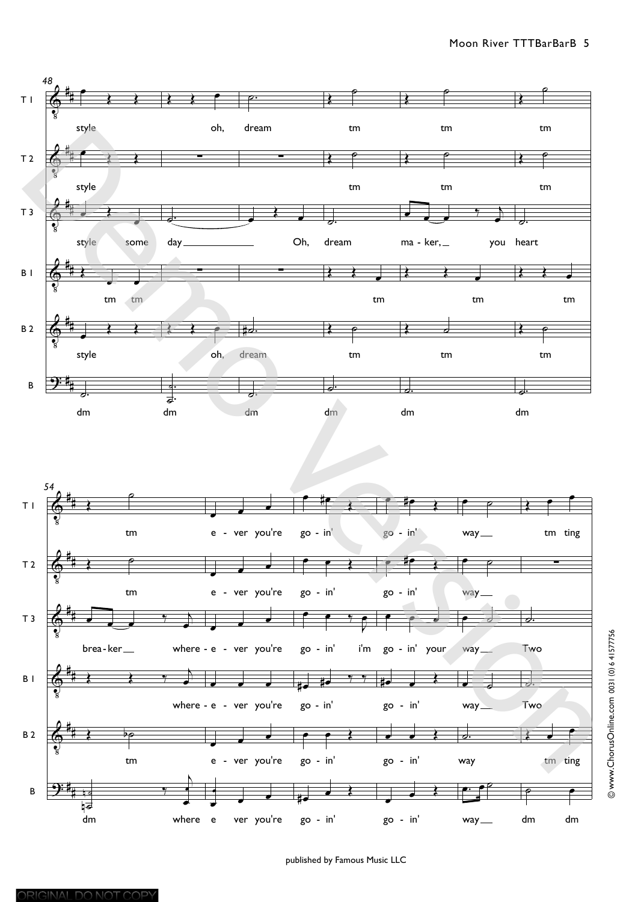**48**

T I: style oh, dream tm tm tm

T 2: style tm tm tm

T 3: style some day\_\_\_ Oh, dream ma - ker,\_ you heart

B I: tm tm tm tm tm

B 2: style oh, dream tm tm tm

B: dm dm dm dm dm dm

**54**

T I: tm e - ver you're go - in' go - in' way\_\_ tm ting

T 2: tm e - ver you're go - in' go - in' way\_\_

T 3: brea - ker\_\_ where - e - ver you're go - in' i'm go - in' your way\_\_ Two

B I: where - e - ver you're go - in' go - in' way\_\_ Two

B 2: tm e - ver you're go - in' go - in' way tm ting

B: dm where e ver you're go - in' go - in' way\_\_ dm dm

published by Famous Music LLC

© www.ChorusOnline.com 0031 (0)6 41577756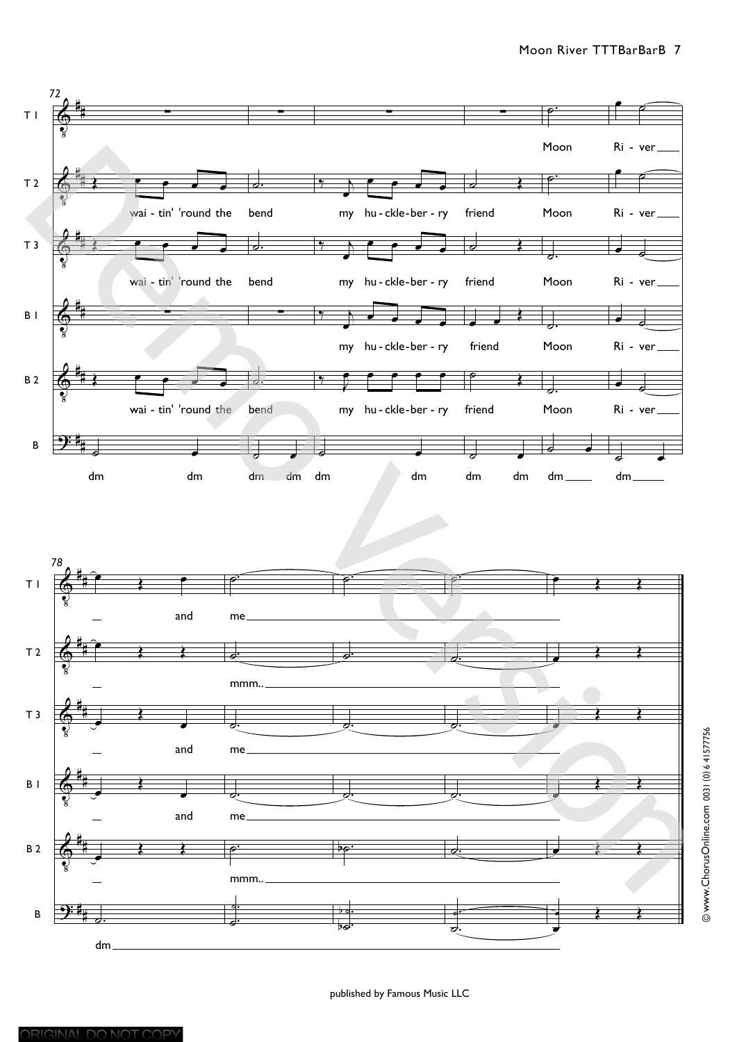72

T I

Moon Ri - ver ___

T 2

wai - tin' 'round the bend my hu - ckle-ber - ry friend Moon Ri - ver ___

T 3

wai - tin' 'round the bend my hu - ckle-ber - ry friend Moon Ri - ver ___

B I

my hu - ckle-ber - ry friend Moon Ri - ver ___

B 2

wai - tin' 'round the bend my hu - ckle-ber - ry friend Moon Ri - ver ___

B

dm dm dm dm dm dm dm dm dm ___ dm ___

78

T I

___ and me ___

T 2

___ mmm.. ___

T 3

___ and me ___

B I

___ and me ___

B 2

___ mmm.. ___

B

dm ___

published by Famous Music LLC

© www.ChorusOnline.com 0031 (0) 6 41577756